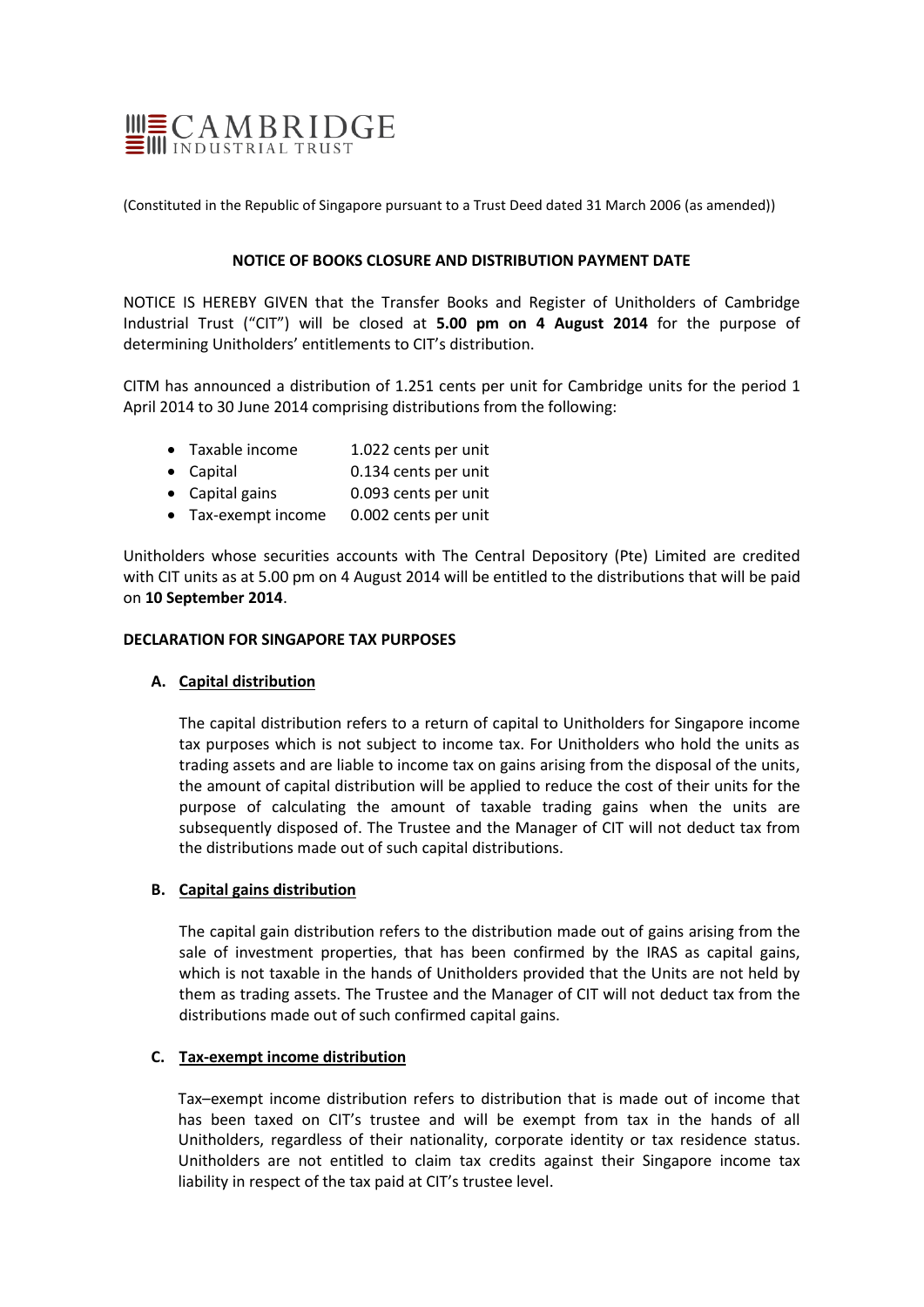CAMBRIDGE INDUSTRIAL TRUST

(Constituted in the Republic of Singapore pursuant to a Trust Deed dated 31 March 2006 (as amended))

**NOTICE OF BOOKS CLOSURE AND DISTRIBUTION PAYMENT DATE**

NOTICE IS HEREBY GIVEN that the Transfer Books and Register of Unitholders of Cambridge Industrial Trust ("CIT") will be closed at **5.00 pm on 4 August 2014** for the purpose of determining Unitholders' entitlements to CIT's distribution.

CITM has announced a distribution of 1.251 cents per unit for Cambridge units for the period 1 April 2014 to 30 June 2014 comprising distributions from the following:

- Taxable income 1.022 cents per unit
- Capital 0.134 cents per unit
- Capital gains 0.093 cents per unit
- Tax-exempt income 0.002 cents per unit

Unitholders whose securities accounts with The Central Depository (Pte) Limited are credited with CIT units as at 5.00 pm on 4 August 2014 will be entitled to the distributions that will be paid on **10 September 2014**.

**DECLARATION FOR SINGAPORE TAX PURPOSES**

**A. Capital distribution**

The capital distribution refers to a return of capital to Unitholders for Singapore income tax purposes which is not subject to income tax. For Unitholders who hold the units as trading assets and are liable to income tax on gains arising from the disposal of the units, the amount of capital distribution will be applied to reduce the cost of their units for the purpose of calculating the amount of taxable trading gains when the units are subsequently disposed of. The Trustee and the Manager of CIT will not deduct tax from the distributions made out of such capital distributions.

**B. Capital gains distribution**

The capital gain distribution refers to the distribution made out of gains arising from the sale of investment properties, that has been confirmed by the IRAS as capital gains, which is not taxable in the hands of Unitholders provided that the Units are not held by them as trading assets. The Trustee and the Manager of CIT will not deduct tax from the distributions made out of such confirmed capital gains.

**C. Tax-exempt income distribution**

Tax–exempt income distribution refers to distribution that is made out of income that has been taxed on CIT's trustee and will be exempt from tax in the hands of all Unitholders, regardless of their nationality, corporate identity or tax residence status. Unitholders are not entitled to claim tax credits against their Singapore income tax liability in respect of the tax paid at CIT's trustee level.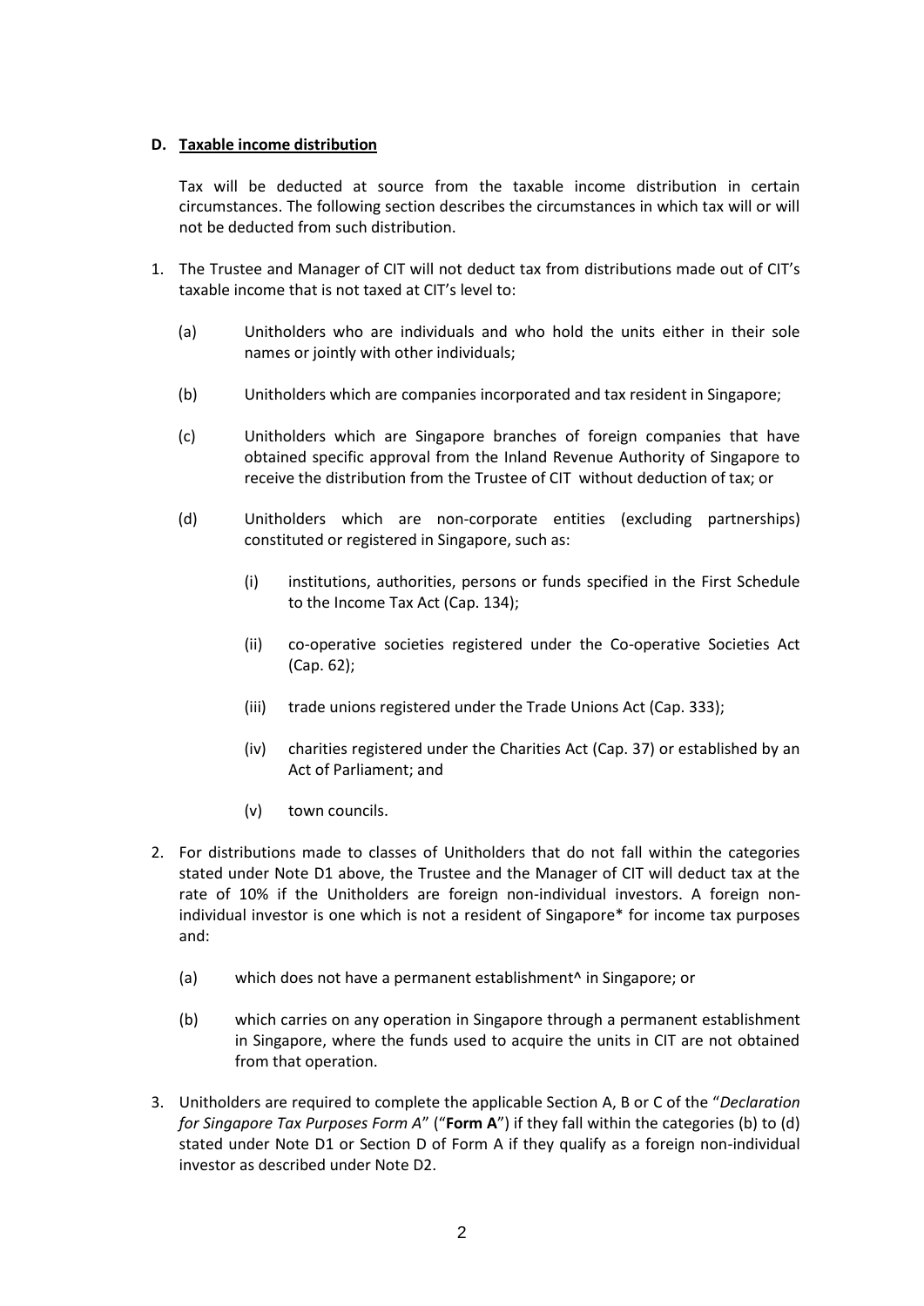### D. <u>Taxable income distribution</u>

Tax will be deducted at source from the taxable income distribution in certain circumstances. The following section describes the circumstances in which tax will or will not be deducted from such distribution.

1. The Trustee and Manager of CIT will not deduct tax from distributions made out of CIT's taxable income that is not taxed at CIT's level to:

    (a) Unitholders who are individuals and who hold the units either in their sole names or jointly with other individuals;

    (b) Unitholders which are companies incorporated and tax resident in Singapore;

    (c) Unitholders which are Singapore branches of foreign companies that have obtained specific approval from the Inland Revenue Authority of Singapore to receive the distribution from the Trustee of CIT without deduction of tax; or

    (d) Unitholders which are non-corporate entities (excluding partnerships) constituted or registered in Singapore, such as:

    (i) institutions, authorities, persons or funds specified in the First Schedule to the Income Tax Act (Cap. 134);

    (ii) co-operative societies registered under the Co-operative Societies Act (Cap. 62);

    (iii) trade unions registered under the Trade Unions Act (Cap. 333);

    (iv) charities registered under the Charities Act (Cap. 37) or established by an Act of Parliament; and

    (v) town councils.

2. For distributions made to classes of Unitholders that do not fall within the categories stated under Note D1 above, the Trustee and the Manager of CIT will deduct tax at the rate of 10% if the Unitholders are foreign non-individual investors. A foreign non-individual investor is one which is not a resident of Singapore* for income tax purposes and:

    (a) which does not have a permanent establishment^ in Singapore; or

    (b) which carries on any operation in Singapore through a permanent establishment in Singapore, where the funds used to acquire the units in CIT are not obtained from that operation.

3. Unitholders are required to complete the applicable Section A, B or C of the "*Declaration for Singapore Tax Purposes Form A*" ("**Form A**") if they fall within the categories (b) to (d) stated under Note D1 or Section D of Form A if they qualify as a foreign non-individual investor as described under Note D2.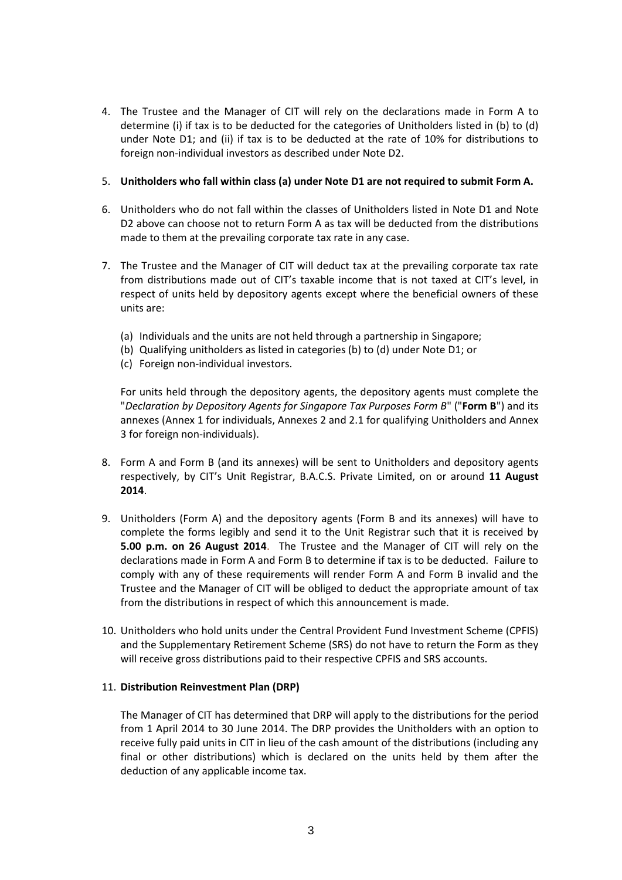4. The Trustee and the Manager of CIT will rely on the declarations made in Form A to determine (i) if tax is to be deducted for the categories of Unitholders listed in (b) to (d) under Note D1; and (ii) if tax is to be deducted at the rate of 10% for distributions to foreign non-individual investors as described under Note D2.

5. **Unitholders who fall within class (a) under Note D1 are not required to submit Form A.**

6. Unitholders who do not fall within the classes of Unitholders listed in Note D1 and Note D2 above can choose not to return Form A as tax will be deducted from the distributions made to them at the prevailing corporate tax rate in any case.

7. The Trustee and the Manager of CIT will deduct tax at the prevailing corporate tax rate from distributions made out of CIT's taxable income that is not taxed at CIT's level, in respect of units held by depository agents except where the beneficial owners of these units are:

   (a) Individuals and the units are not held through a partnership in Singapore;
   (b) Qualifying unitholders as listed in categories (b) to (d) under Note D1; or
   (c) Foreign non-individual investors.

   For units held through the depository agents, the depository agents must complete the "*Declaration by Depository Agents for Singapore Tax Purposes Form B*" ("**Form B**") and its annexes (Annex 1 for individuals, Annexes 2 and 2.1 for qualifying Unitholders and Annex 3 for foreign non-individuals).

8. Form A and Form B (and its annexes) will be sent to Unitholders and depository agents respectively, by CIT's Unit Registrar, B.A.C.S. Private Limited, on or around **11 August 2014**.

9. Unitholders (Form A) and the depository agents (Form B and its annexes) will have to complete the forms legibly and send it to the Unit Registrar such that it is received by **5.00 p.m. on 26 August 2014**. The Trustee and the Manager of CIT will rely on the declarations made in Form A and Form B to determine if tax is to be deducted. Failure to comply with any of these requirements will render Form A and Form B invalid and the Trustee and the Manager of CIT will be obliged to deduct the appropriate amount of tax from the distributions in respect of which this announcement is made.

10. Unitholders who hold units under the Central Provident Fund Investment Scheme (CPFIS) and the Supplementary Retirement Scheme (SRS) do not have to return the Form as they will receive gross distributions paid to their respective CPFIS and SRS accounts.

11. **Distribution Reinvestment Plan (DRP)**

    The Manager of CIT has determined that DRP will apply to the distributions for the period from 1 April 2014 to 30 June 2014. The DRP provides the Unitholders with an option to receive fully paid units in CIT in lieu of the cash amount of the distributions (including any final or other distributions) which is declared on the units held by them after the deduction of any applicable income tax.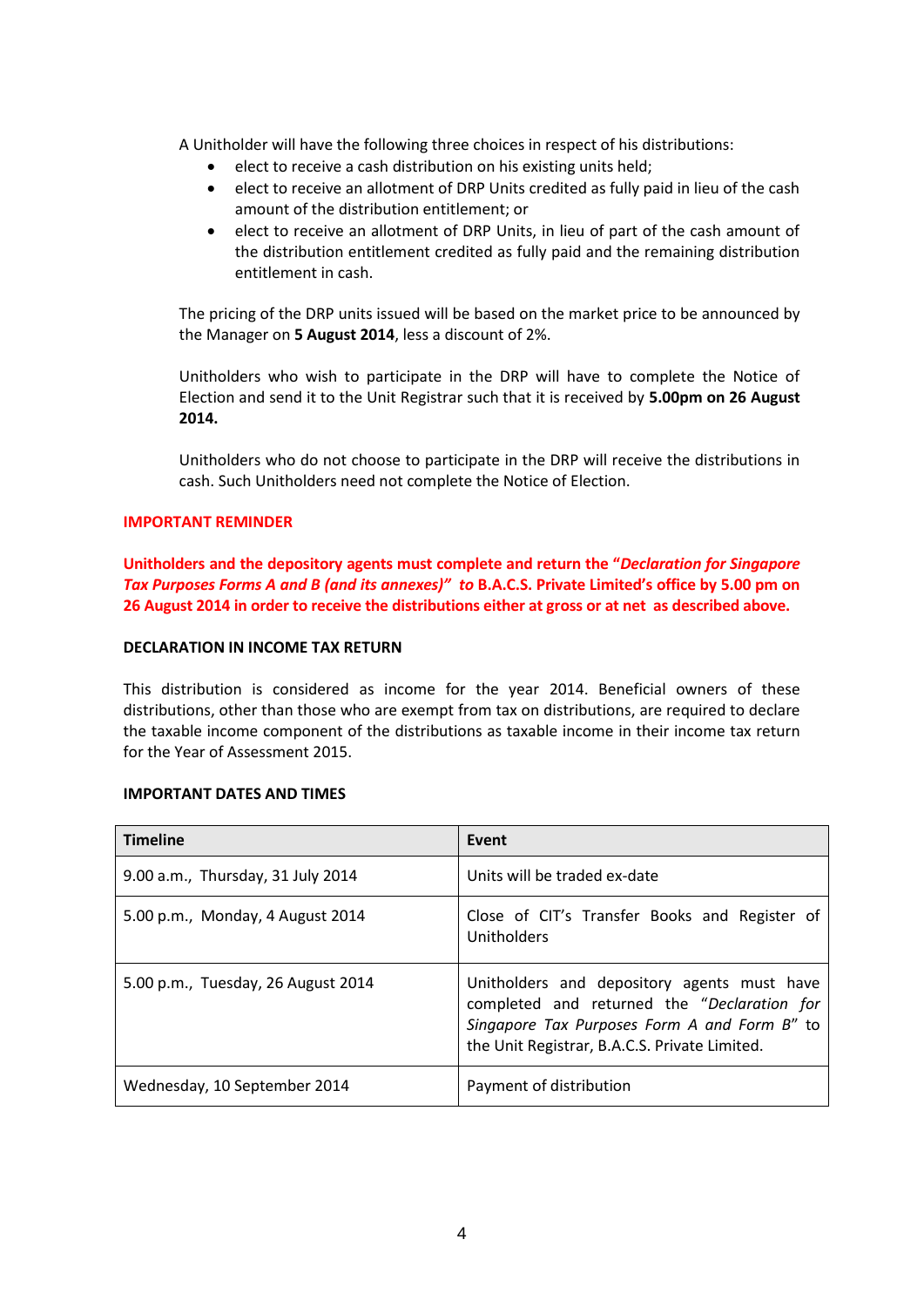A Unitholder will have the following three choices in respect of his distributions:

- elect to receive a cash distribution on his existing units held;
- elect to receive an allotment of DRP Units credited as fully paid in lieu of the cash amount of the distribution entitlement; or
- elect to receive an allotment of DRP Units, in lieu of part of the cash amount of the distribution entitlement credited as fully paid and the remaining distribution entitlement in cash.

The pricing of the DRP units issued will be based on the market price to be announced by the Manager on **5 August 2014**, less a discount of 2%.

Unitholders who wish to participate in the DRP will have to complete the Notice of Election and send it to the Unit Registrar such that it is received by **5.00pm on 26 August 2014.**

Unitholders who do not choose to participate in the DRP will receive the distributions in cash. Such Unitholders need not complete the Notice of Election.

**IMPORTANT REMINDER**

**Unitholders and the depository agents must complete and return the "*Declaration for Singapore Tax Purposes Forms A and B (and its annexes)*" *to* B.A.C.S. Private Limited's office by 5.00 pm on 26 August 2014 in order to receive the distributions either at gross or at net as described above.**

**DECLARATION IN INCOME TAX RETURN**

This distribution is considered as income for the year 2014. Beneficial owners of these distributions, other than those who are exempt from tax on distributions, are required to declare the taxable income component of the distributions as taxable income in their income tax return for the Year of Assessment 2015.

**IMPORTANT DATES AND TIMES**

| Timeline | Event |
|---|---|
| 9.00 a.m., Thursday, 31 July 2014 | Units will be traded ex-date |
| 5.00 p.m., Monday, 4 August 2014 | Close of CIT's Transfer Books and Register of Unitholders |
| 5.00 p.m., Tuesday, 26 August 2014 | Unitholders and depository agents must have completed and returned the "*Declaration for Singapore Tax Purposes Form A and Form B*" to the Unit Registrar, B.A.C.S. Private Limited. |
| Wednesday, 10 September 2014 | Payment of distribution |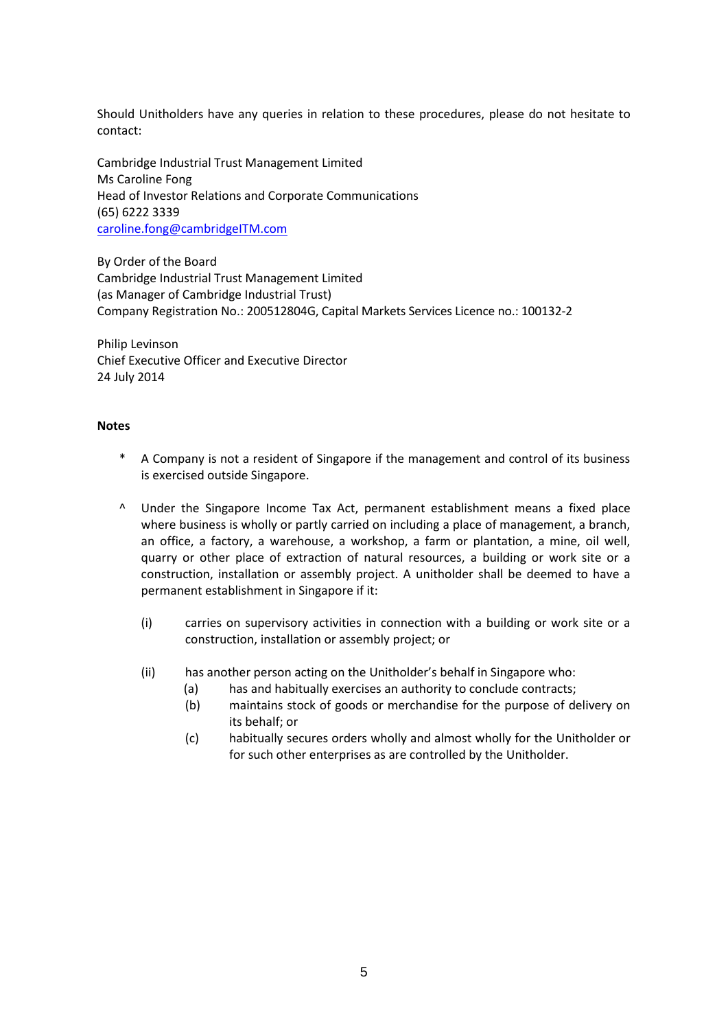Should Unitholders have any queries in relation to these procedures, please do not hesitate to contact:

Cambridge Industrial Trust Management Limited  
Ms Caroline Fong  
Head of Investor Relations and Corporate Communications  
(65) 6222 3339  
[caroline.fong@cambridgeITM.com](mailto:caroline.fong@cambridgeITM.com)

By Order of the Board  
Cambridge Industrial Trust Management Limited  
(as Manager of Cambridge Industrial Trust)  
Company Registration No.: 200512804G, Capital Markets Services Licence no.: 100132-2

Philip Levinson  
Chief Executive Officer and Executive Director  
24 July 2014

**Notes**

\* A Company is not a resident of Singapore if the management and control of its business is exercised outside Singapore.

^ Under the Singapore Income Tax Act, permanent establishment means a fixed place where business is wholly or partly carried on including a place of management, a branch, an office, a factory, a warehouse, a workshop, a farm or plantation, a mine, oil well, quarry or other place of extraction of natural resources, a building or work site or a construction, installation or assembly project. A unitholder shall be deemed to have a permanent establishment in Singapore if it:

(i) carries on supervisory activities in connection with a building or work site or a construction, installation or assembly project; or

(ii) has another person acting on the Unitholder's behalf in Singapore who:
   - (a) has and habitually exercises an authority to conclude contracts;
   - (b) maintains stock of goods or merchandise for the purpose of delivery on its behalf; or
   - (c) habitually secures orders wholly and almost wholly for the Unitholder or for such other enterprises as are controlled by the Unitholder.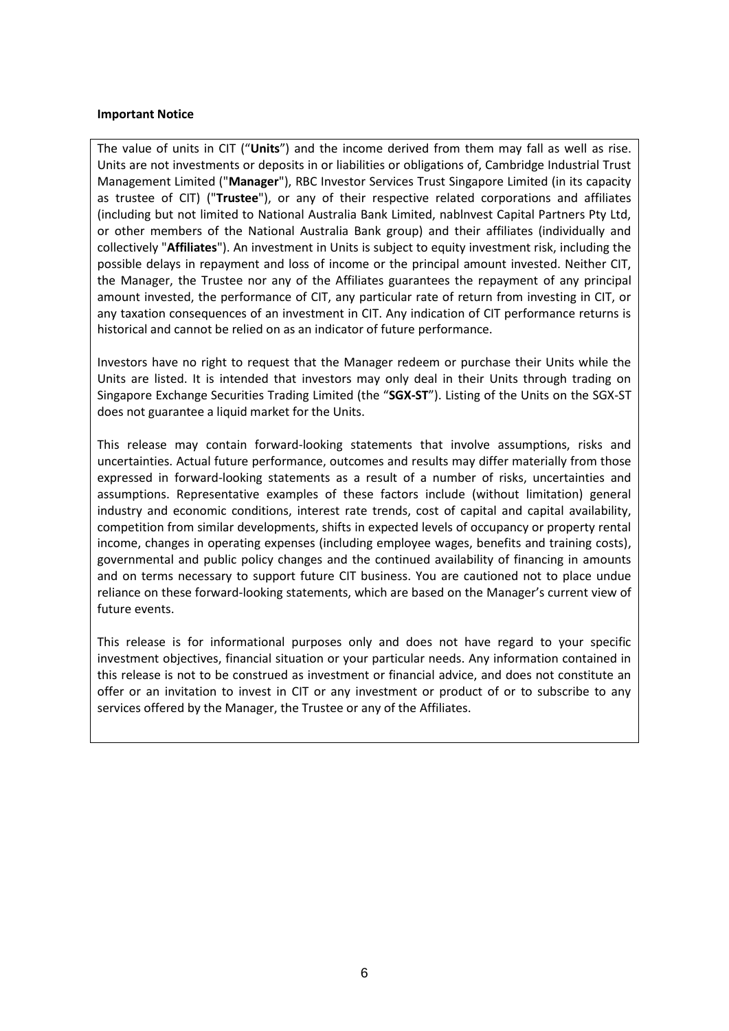**Important Notice**

The value of units in CIT ("**Units**") and the income derived from them may fall as well as rise. Units are not investments or deposits in or liabilities or obligations of, Cambridge Industrial Trust Management Limited ("**Manager**"), RBC Investor Services Trust Singapore Limited (in its capacity as trustee of CIT) ("**Trustee**"), or any of their respective related corporations and affiliates (including but not limited to National Australia Bank Limited, nablnvest Capital Partners Pty Ltd, or other members of the National Australia Bank group) and their affiliates (individually and collectively "**Affiliates**"). An investment in Units is subject to equity investment risk, including the possible delays in repayment and loss of income or the principal amount invested. Neither CIT, the Manager, the Trustee nor any of the Affiliates guarantees the repayment of any principal amount invested, the performance of CIT, any particular rate of return from investing in CIT, or any taxation consequences of an investment in CIT. Any indication of CIT performance returns is historical and cannot be relied on as an indicator of future performance.

Investors have no right to request that the Manager redeem or purchase their Units while the Units are listed. It is intended that investors may only deal in their Units through trading on Singapore Exchange Securities Trading Limited (the "**SGX-ST**"). Listing of the Units on the SGX-ST does not guarantee a liquid market for the Units.

This release may contain forward-looking statements that involve assumptions, risks and uncertainties. Actual future performance, outcomes and results may differ materially from those expressed in forward-looking statements as a result of a number of risks, uncertainties and assumptions. Representative examples of these factors include (without limitation) general industry and economic conditions, interest rate trends, cost of capital and capital availability, competition from similar developments, shifts in expected levels of occupancy or property rental income, changes in operating expenses (including employee wages, benefits and training costs), governmental and public policy changes and the continued availability of financing in amounts and on terms necessary to support future CIT business. You are cautioned not to place undue reliance on these forward-looking statements, which are based on the Manager's current view of future events.

This release is for informational purposes only and does not have regard to your specific investment objectives, financial situation or your particular needs. Any information contained in this release is not to be construed as investment or financial advice, and does not constitute an offer or an invitation to invest in CIT or any investment or product of or to subscribe to any services offered by the Manager, the Trustee or any of the Affiliates.